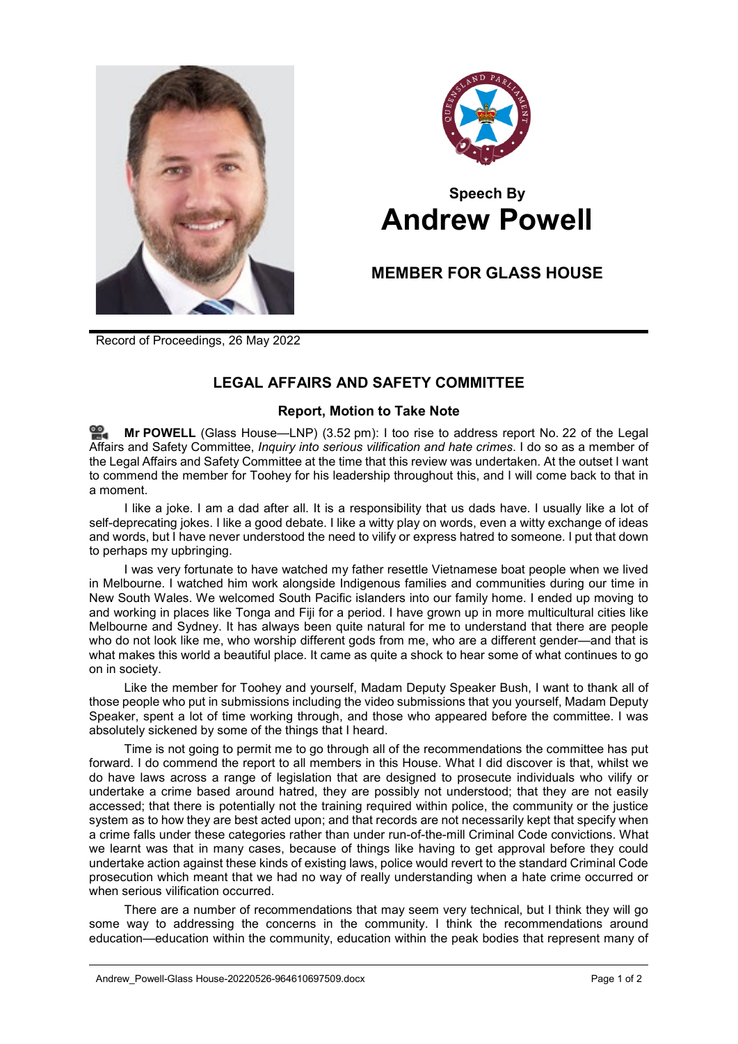## Speech By
# Andrew Powell

## MEMBER FOR GLASS HOUSE

Record of Proceedings, 26 May 2022

## LEGAL AFFAIRS AND SAFETY COMMITTEE

### Report, Motion to Take Note

**Mr POWELL** (Glass House—LNP) (3.52 pm): I too rise to address report No. 22 of the Legal Affairs and Safety Committee, *Inquiry into serious vilification and hate crimes*. I do so as a member of the Legal Affairs and Safety Committee at the time that this review was undertaken. At the outset I want to commend the member for Toohey for his leadership throughout this, and I will come back to that in a moment.

I like a joke. I am a dad after all. It is a responsibility that us dads have. I usually like a lot of self-deprecating jokes. I like a good debate. I like a witty play on words, even a witty exchange of ideas and words, but I have never understood the need to vilify or express hatred to someone. I put that down to perhaps my upbringing.

I was very fortunate to have watched my father resettle Vietnamese boat people when we lived in Melbourne. I watched him work alongside Indigenous families and communities during our time in New South Wales. We welcomed South Pacific islanders into our family home. I ended up moving to and working in places like Tonga and Fiji for a period. I have grown up in more multicultural cities like Melbourne and Sydney. It has always been quite natural for me to understand that there are people who do not look like me, who worship different gods from me, who are a different gender—and that is what makes this world a beautiful place. It came as quite a shock to hear some of what continues to go on in society.

Like the member for Toohey and yourself, Madam Deputy Speaker Bush, I want to thank all of those people who put in submissions including the video submissions that you yourself, Madam Deputy Speaker, spent a lot of time working through, and those who appeared before the committee. I was absolutely sickened by some of the things that I heard.

Time is not going to permit me to go through all of the recommendations the committee has put forward. I do commend the report to all members in this House. What I did discover is that, whilst we do have laws across a range of legislation that are designed to prosecute individuals who vilify or undertake a crime based around hatred, they are possibly not understood; that they are not easily accessed; that there is potentially not the training required within police, the community or the justice system as to how they are best acted upon; and that records are not necessarily kept that specify when a crime falls under these categories rather than under run-of-the-mill Criminal Code convictions. What we learnt was that in many cases, because of things like having to get approval before they could undertake action against these kinds of existing laws, police would revert to the standard Criminal Code prosecution which meant that we had no way of really understanding when a hate crime occurred or when serious vilification occurred.

There are a number of recommendations that may seem very technical, but I think they will go some way to addressing the concerns in the community. I think the recommendations around education—education within the community, education within the peak bodies that represent many of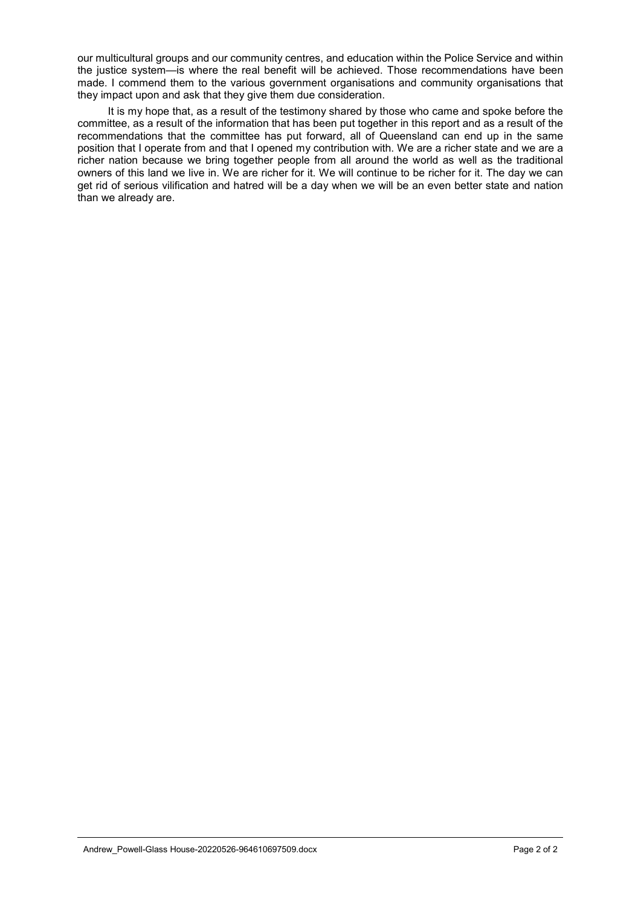our multicultural groups and our community centres, and education within the Police Service and within the justice system—is where the real benefit will be achieved. Those recommendations have been made. I commend them to the various government organisations and community organisations that they impact upon and ask that they give them due consideration.

It is my hope that, as a result of the testimony shared by those who came and spoke before the committee, as a result of the information that has been put together in this report and as a result of the recommendations that the committee has put forward, all of Queensland can end up in the same position that I operate from and that I opened my contribution with. We are a richer state and we are a richer nation because we bring together people from all around the world as well as the traditional owners of this land we live in. We are richer for it. We will continue to be richer for it. The day we can get rid of serious vilification and hatred will be a day when we will be an even better state and nation than we already are.